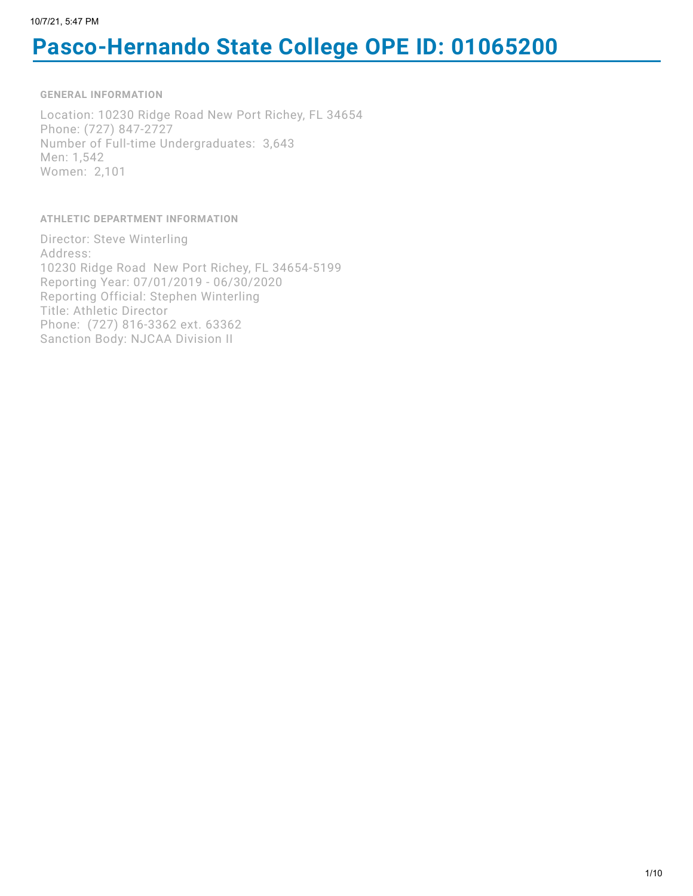# Pasco-Hernando State College OPE ID: 01065200

### GENERAL INFORMATION

Location: 10230 Ridge Road New Port Richey, FL 34654
Phone: (727) 847-2727
Number of Full-time Undergraduates: 3,643
Men: 1,542
Women: 2,101

### ATHLETIC DEPARTMENT INFORMATION

Director: Steve Winterling
Address:
10230 Ridge Road New Port Richey, FL 34654-5199
Reporting Year: 07/01/2019 - 06/30/2020
Reporting Official: Stephen Winterling
Title: Athletic Director
Phone: (727) 816-3362 ext. 63362
Sanction Body: NJCAA Division II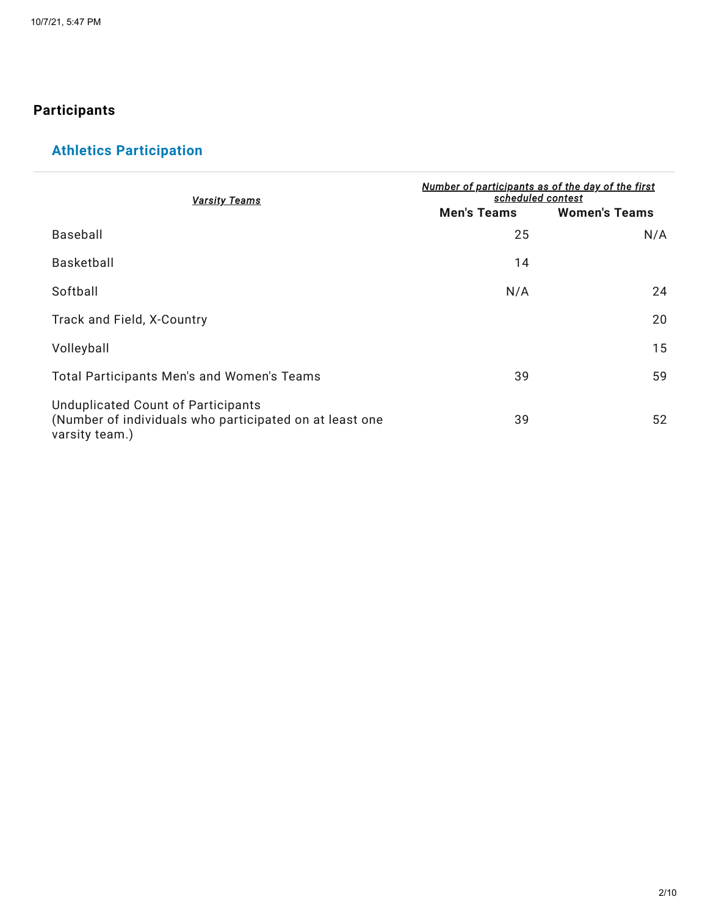## Participants

### Athletics Participation

| *Varsity Teams* | *Number of participants as of the day of the first scheduled contest* | |
|---|---|---|
| | **Men's Teams** | **Women's Teams** |
| Baseball | 25 | N/A |
| Basketball | 14 | |
| Softball | N/A | 24 |
| Track and Field, X-Country | | 20 |
| Volleyball | | 15 |
| Total Participants Men's and Women's Teams | 39 | 59 |
| Unduplicated Count of Participants (Number of individuals who participated on at least one varsity team.) | 39 | 52 |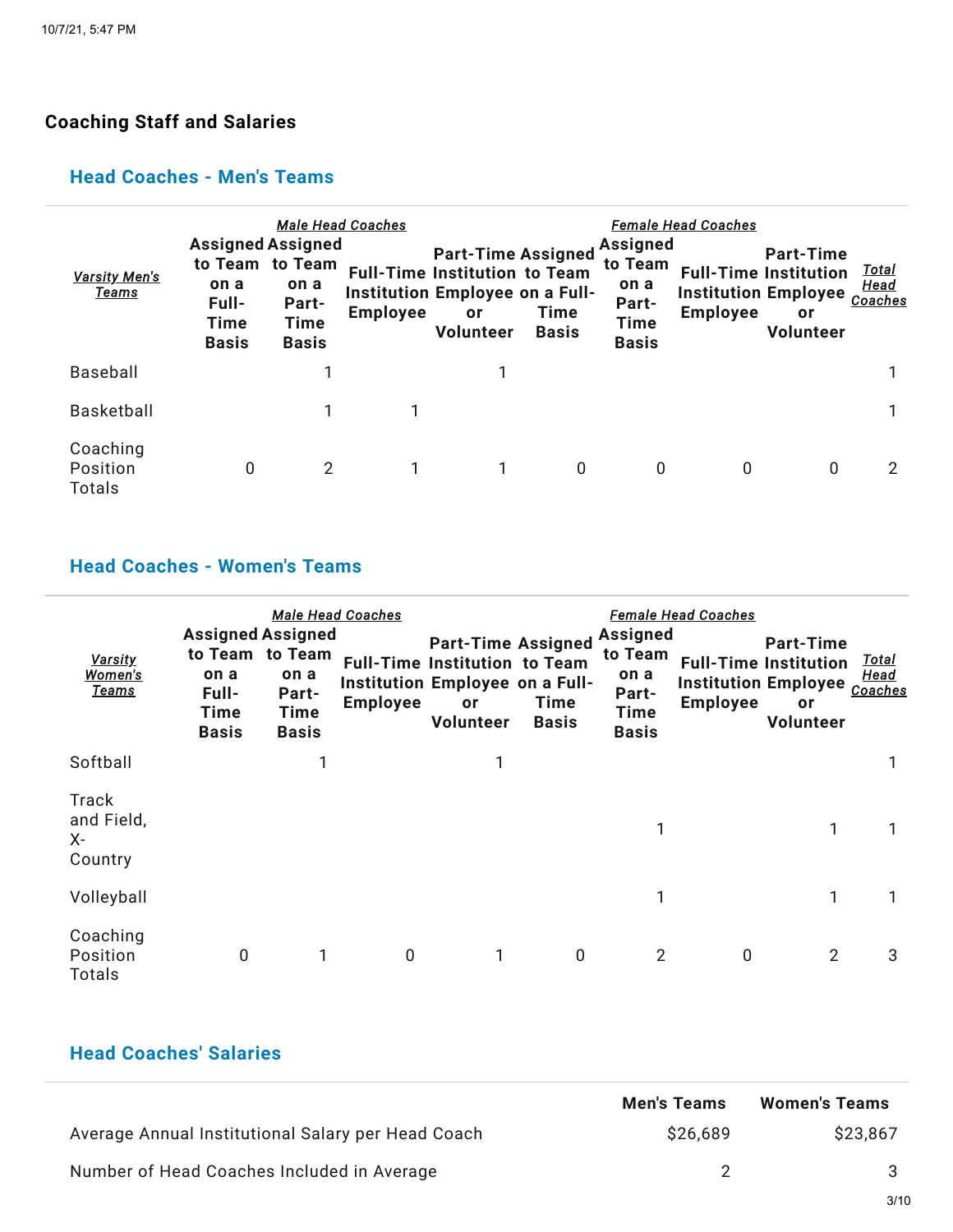## Coaching Staff and Salaries

### Head Coaches - Men's Teams

| *Varsity Men's Teams* | *Male Head Coaches* | | | | *Female Head Coaches* | | | | *Total Head Coaches* |
|---|---|---|---|---|---|---|---|---|---|
| | **Assigned to Team on a Full-Time Basis** | **Assigned to Team on a Part-Time Basis** | **Full-Time Institution Employee** | **Part-Time Institution Employee or Volunteer** | **Assigned to Team on a Full-Time Basis** | **Assigned to Team on a Part-Time Basis** | **Full-Time Institution Employee** | **Part-Time Institution Employee or Volunteer** | |
| Baseball | | 1 | | 1 | | | | | 1 |
| Basketball | | 1 | 1 | | | | | | 1 |
| Coaching Position Totals | 0 | 2 | 1 | 1 | 0 | 0 | 0 | 0 | 2 |

### Head Coaches - Women's Teams

| *Varsity Women's Teams* | *Male Head Coaches* | | | | *Female Head Coaches* | | | | *Total Head Coaches* |
|---|---|---|---|---|---|---|---|---|---|
| | **Assigned to Team on a Full-Time Basis** | **Assigned to Team on a Part-Time Basis** | **Full-Time Institution Employee** | **Part-Time Institution Employee or Volunteer** | **Assigned to Team on a Full-Time Basis** | **Assigned to Team on a Part-Time Basis** | **Full-Time Institution Employee** | **Part-Time Institution Employee or Volunteer** | |
| Softball | | 1 | | 1 | | | | | 1 |
| Track and Field, X-Country | | | | | | 1 | | 1 | 1 |
| Volleyball | | | | | | 1 | | 1 | 1 |
| Coaching Position Totals | 0 | 1 | 0 | 1 | 0 | 2 | 0 | 2 | 3 |

### Head Coaches' Salaries

| | **Men's Teams** | **Women's Teams** |
|---|---|---|
| Average Annual Institutional Salary per Head Coach | $26,689 | $23,867 |
| Number of Head Coaches Included in Average | 2 | 3 |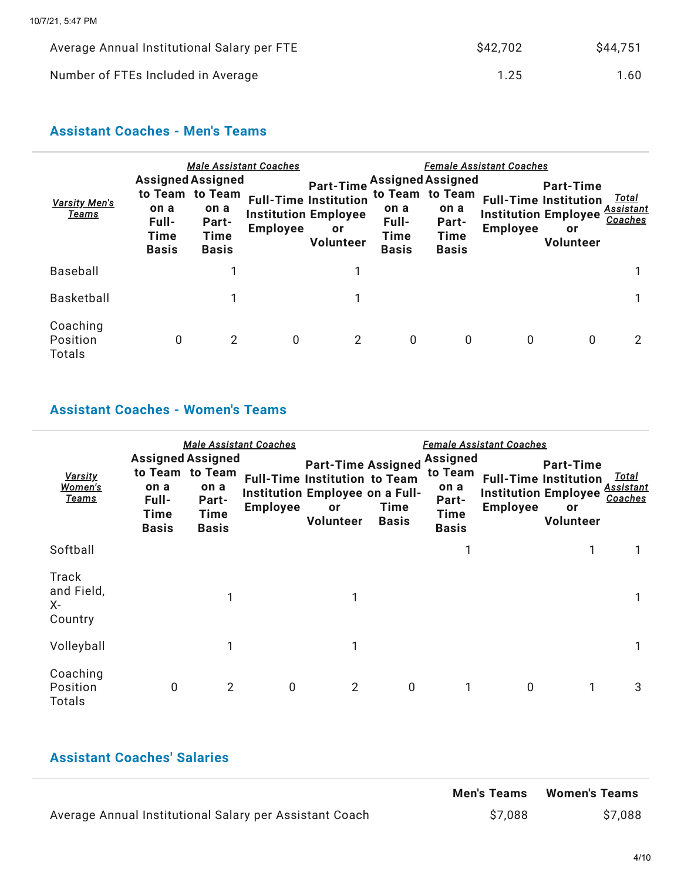| | | |
|---|---|---|
| Average Annual Institutional Salary per FTE | $42,702 | $44,751 |
| Number of FTEs Included in Average | 1.25 | 1.60 |

## Assistant Coaches - Men's Teams

| | *Male Assistant Coaches* | | | | *Female Assistant Coaches* | | | | |
|---|---|---|---|---|---|---|---|---|---|
| *Varsity Men's Teams* | **Assigned to Team on a Full-Time Basis** | **Assigned to Team on a Part-Time Basis** | **Full-Time Institution Employee** | **Part-Time Institution Employee or Volunteer** | **Assigned to Team on a Full-Time Basis** | **Assigned to Team on a Part-Time Basis** | **Full-Time Institution Employee** | **Part-Time Institution Employee or Volunteer** | *Total Assistant Coaches* |
| Baseball | | 1 | | 1 | | | | | 1 |
| Basketball | | 1 | | 1 | | | | | 1 |
| Coaching Position Totals | 0 | 2 | 0 | 2 | 0 | 0 | 0 | 0 | 2 |

## Assistant Coaches - Women's Teams

| | *Male Assistant Coaches* | | | | *Female Assistant Coaches* | | | | |
|---|---|---|---|---|---|---|---|---|---|
| *Varsity Women's Teams* | **Assigned to Team on a Full-Time Basis** | **Assigned to Team on a Part-Time Basis** | **Full-Time Institution Employee** | **Part-Time Institution Employee or Volunteer** | **Assigned to Team on a Full-Time Basis** | **Assigned to Team on a Part-Time Basis** | **Full-Time Institution Employee** | **Part-Time Institution Employee or Volunteer** | *Total Assistant Coaches* |
| Softball | | | | | | 1 | | 1 | 1 |
| Track and Field, X-Country | | 1 | | 1 | | | | | 1 |
| Volleyball | | 1 | | 1 | | | | | 1 |
| Coaching Position Totals | 0 | 2 | 0 | 2 | 0 | 1 | 0 | 1 | 3 |

## Assistant Coaches' Salaries

| | **Men's Teams** | **Women's Teams** |
|---|---|---|
| Average Annual Institutional Salary per Assistant Coach | $7,088 | $7,088 |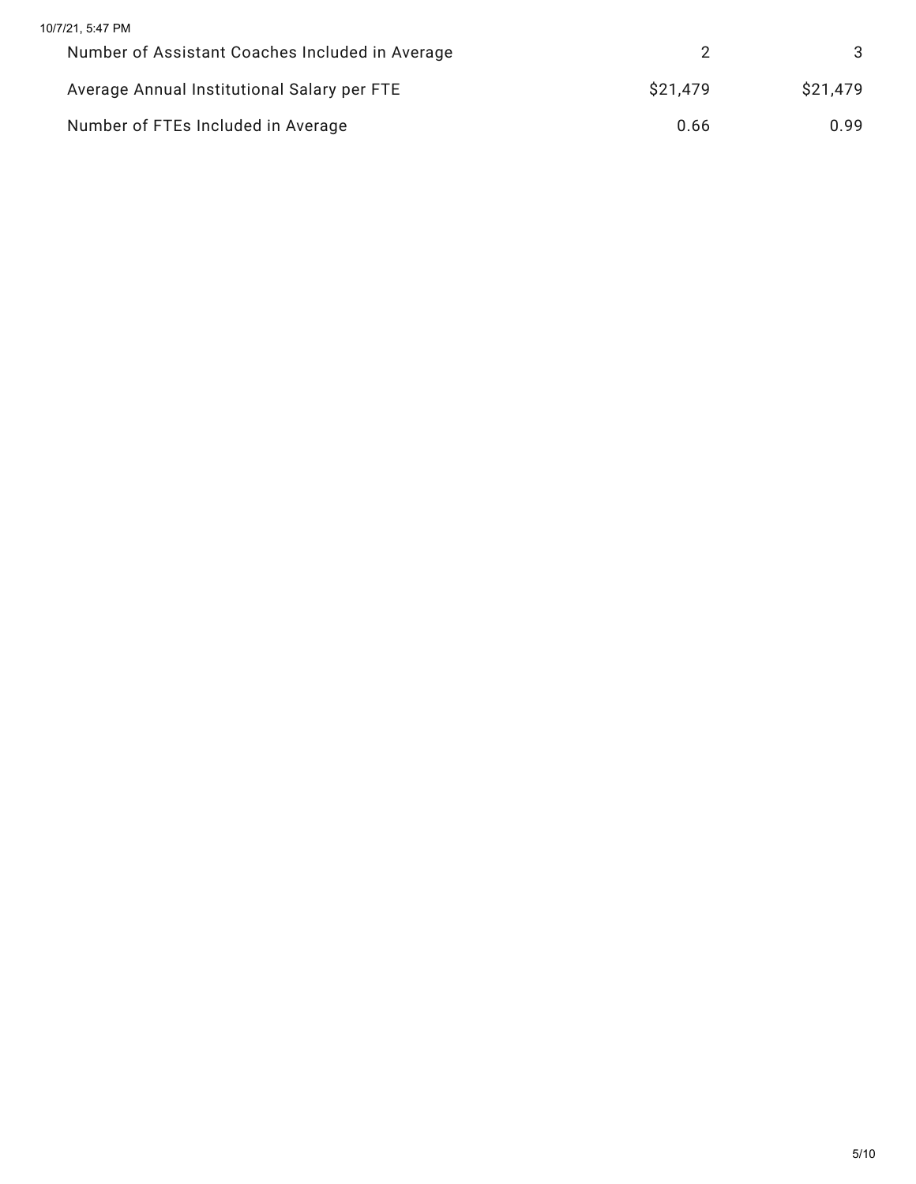| | | |
|---|---|---|
| Number of Assistant Coaches Included in Average | 2 | 3 |
| Average Annual Institutional Salary per FTE | $21,479 | $21,479 |
| Number of FTEs Included in Average | 0.66 | 0.99 |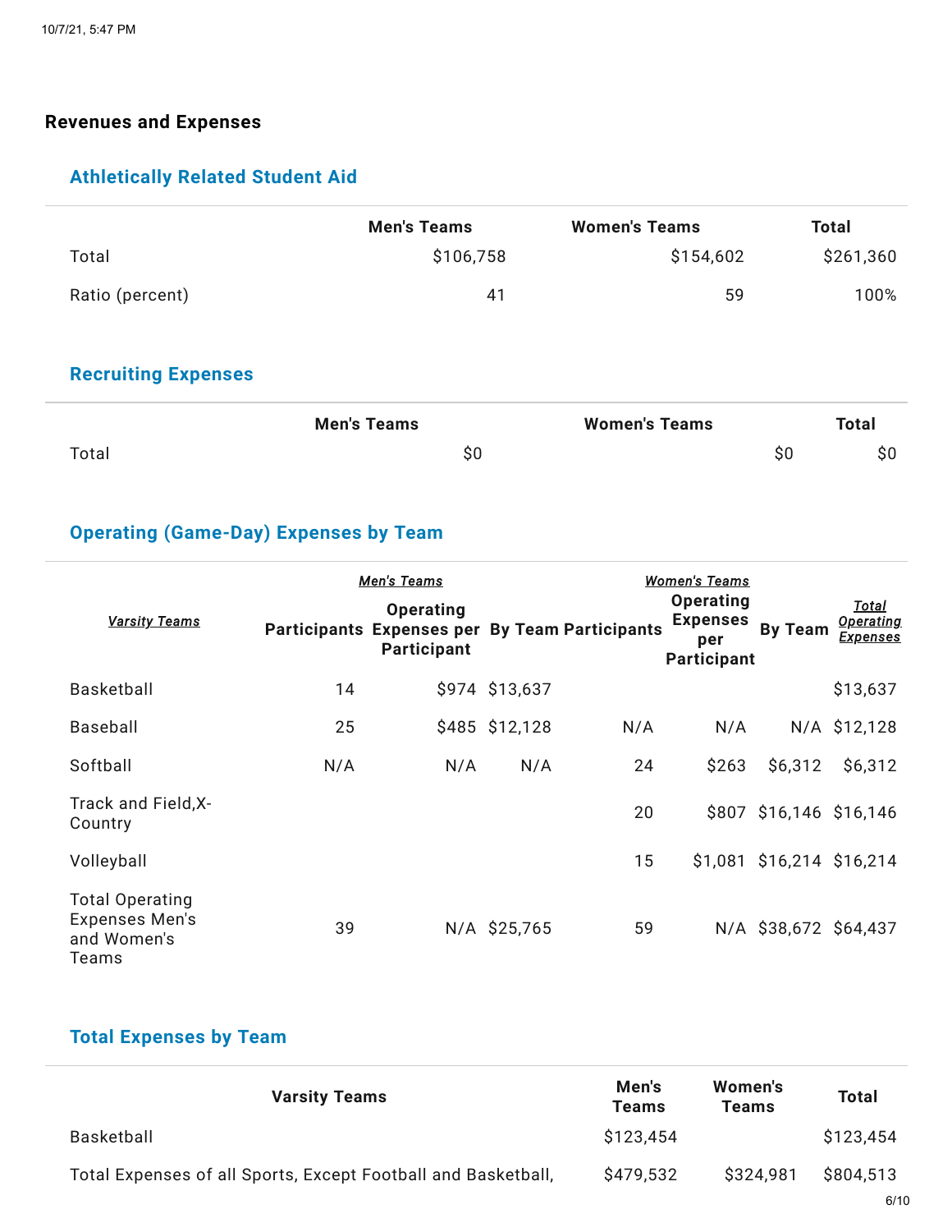## Revenues and Expenses

### Athletically Related Student Aid

| | Men's Teams | Women's Teams | Total |
|---|---|---|---|
| Total | $106,758 | $154,602 | $261,360 |
| Ratio (percent) | 41 | 59 | 100% |

### Recruiting Expenses

| | Men's Teams | Women's Teams | Total |
|---|---|---|---|
| Total | $0 | $0 | $0 |

### Operating (Game-Day) Expenses by Team

| | *Men's Teams* | | | *Women's Teams* | | | |
|---|---|---|---|---|---|---|---|
| *Varsity Teams* | Participants | Operating Expenses per Participant | By Team | Participants | Operating Expenses per Participant | By Team | *Total Operating Expenses* |
| Basketball | 14 | $974 | $13,637 | | | | $13,637 |
| Baseball | 25 | $485 | $12,128 | N/A | N/A | N/A | $12,128 |
| Softball | N/A | N/A | N/A | 24 | $263 | $6,312 | $6,312 |
| Track and Field,X-Country | | | | 20 | $807 | $16,146 | $16,146 |
| Volleyball | | | | 15 | $1,081 | $16,214 | $16,214 |
| Total Operating Expenses Men's and Women's Teams | 39 | N/A | $25,765 | 59 | N/A | $38,672 | $64,437 |

### Total Expenses by Team

| Varsity Teams | Men's Teams | Women's Teams | Total |
|---|---|---|---|
| Basketball | $123,454 | | $123,454 |
| Total Expenses of all Sports, Except Football and Basketball, | $479,532 | $324,981 | $804,513 |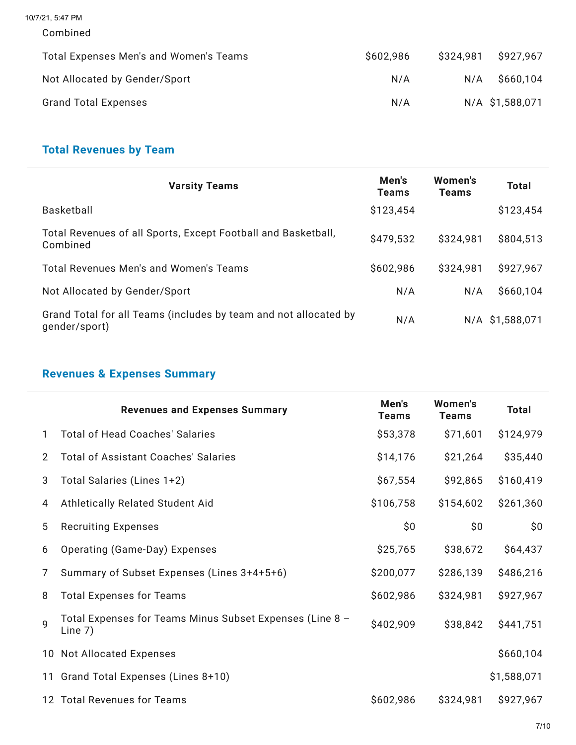| | | | |
|---|---|---|---|
| Combined | | | |
| Total Expenses Men's and Women's Teams | $602,986 | $324,981 | $927,967 |
| Not Allocated by Gender/Sport | N/A | N/A | $660,104 |
| Grand Total Expenses | N/A | N/A | $1,588,071 |

## Total Revenues by Team

| Varsity Teams | Men's Teams | Women's Teams | Total |
|---|---|---|---|
| Basketball | $123,454 | | $123,454 |
| Total Revenues of all Sports, Except Football and Basketball, Combined | $479,532 | $324,981 | $804,513 |
| Total Revenues Men's and Women's Teams | $602,986 | $324,981 | $927,967 |
| Not Allocated by Gender/Sport | N/A | N/A | $660,104 |
| Grand Total for all Teams (includes by team and not allocated by gender/sport) | N/A | N/A | $1,588,071 |

## Revenues & Expenses Summary

| | Revenues and Expenses Summary | Men's Teams | Women's Teams | Total |
|---|---|---|---|---|
| 1 | Total of Head Coaches' Salaries | $53,378 | $71,601 | $124,979 |
| 2 | Total of Assistant Coaches' Salaries | $14,176 | $21,264 | $35,440 |
| 3 | Total Salaries (Lines 1+2) | $67,554 | $92,865 | $160,419 |
| 4 | Athletically Related Student Aid | $106,758 | $154,602 | $261,360 |
| 5 | Recruiting Expenses | $0 | $0 | $0 |
| 6 | Operating (Game-Day) Expenses | $25,765 | $38,672 | $64,437 |
| 7 | Summary of Subset Expenses (Lines 3+4+5+6) | $200,077 | $286,139 | $486,216 |
| 8 | Total Expenses for Teams | $602,986 | $324,981 | $927,967 |
| 9 | Total Expenses for Teams Minus Subset Expenses (Line 8 – Line 7) | $402,909 | $38,842 | $441,751 |
| 10 | Not Allocated Expenses | | | $660,104 |
| 11 | Grand Total Expenses (Lines 8+10) | | | $1,588,071 |
| 12 | Total Revenues for Teams | $602,986 | $324,981 | $927,967 |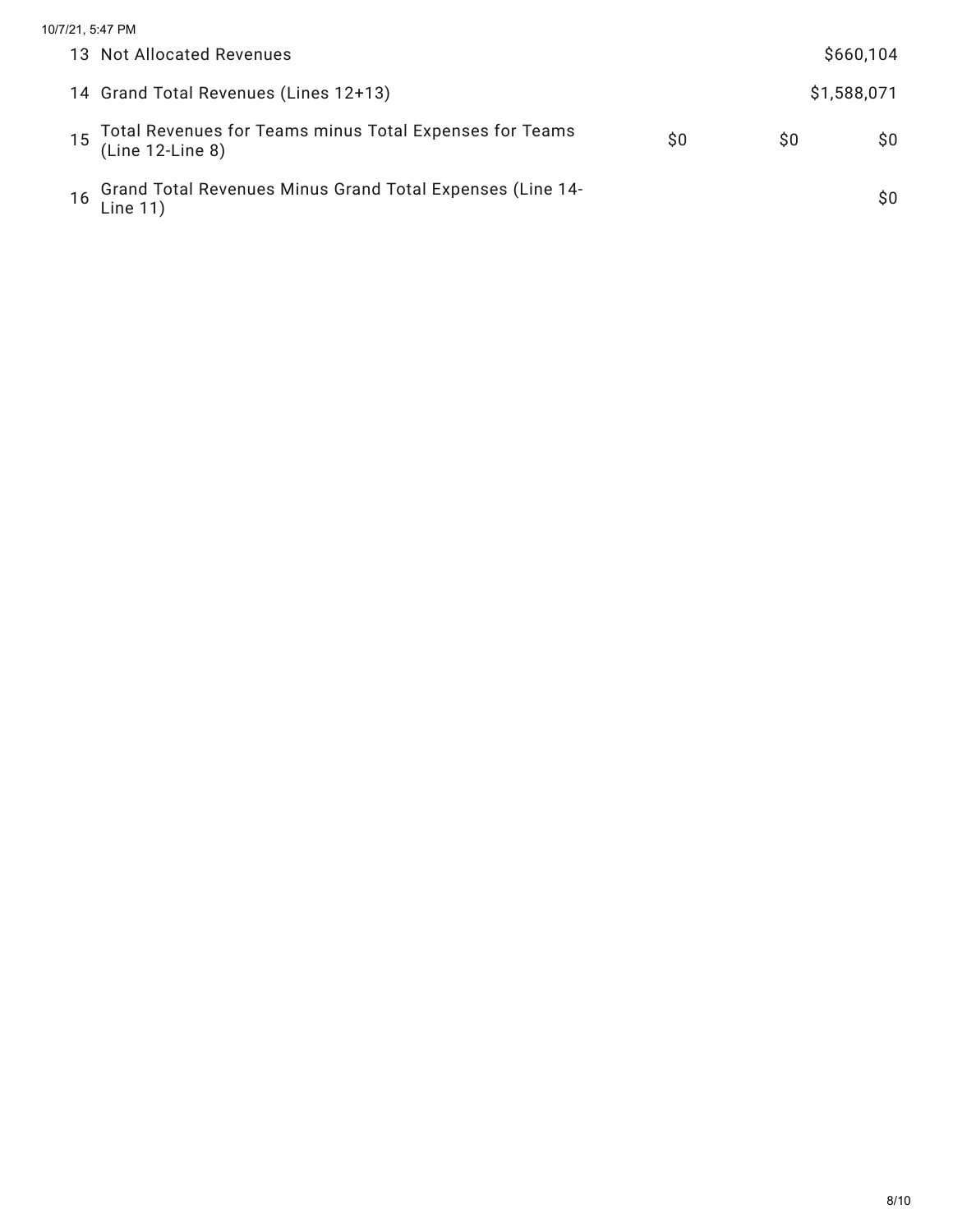| | | | | |
|---|---|---|---|---|
| 13 | Not Allocated Revenues | | | $660,104 |
| 14 | Grand Total Revenues (Lines 12+13) | | | $1,588,071 |
| 15 | Total Revenues for Teams minus Total Expenses for Teams (Line 12-Line 8) | $0 | $0 | $0 |
| 16 | Grand Total Revenues Minus Grand Total Expenses (Line 14-Line 11) | | | $0 |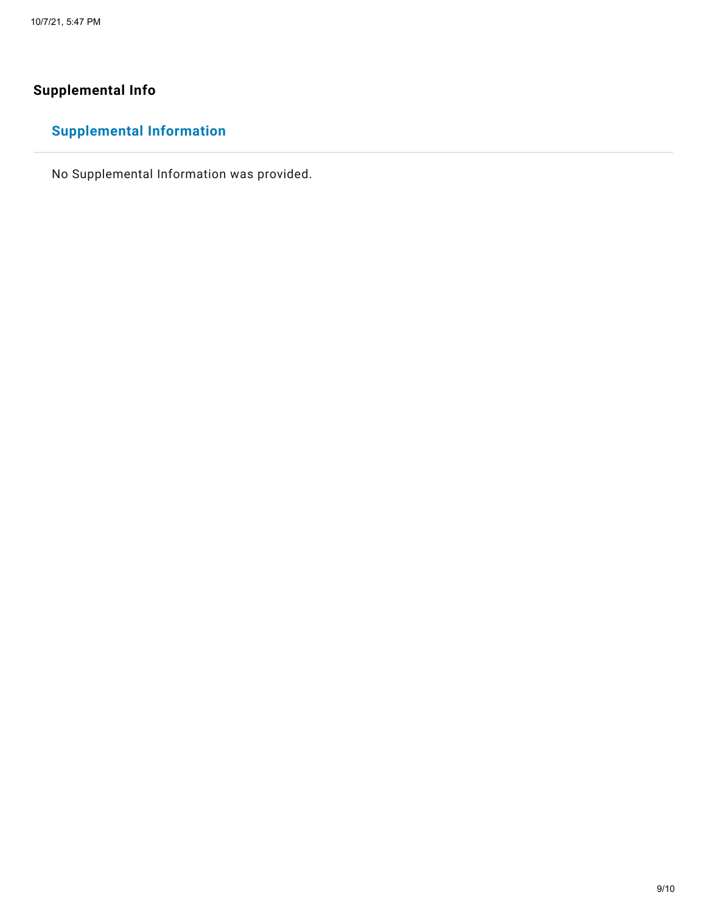## Supplemental Info

### Supplemental Information

No Supplemental Information was provided.